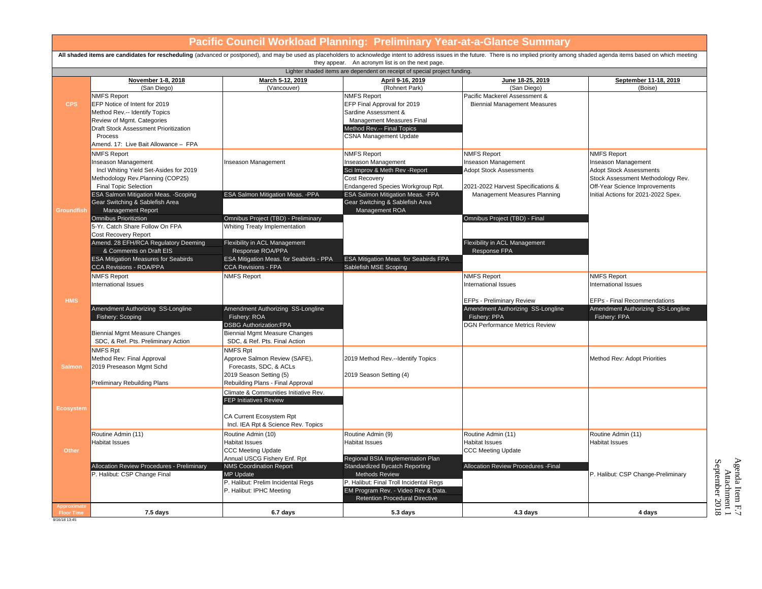# Pacific Council Workload Planning: Preliminary Year-at-a-Glance Summary

**All shaded items are candidates for rescheduling** (advanced or postponed), and may be used as placeholders to acknowledge intent to address issues in the future. There is no implied priority among shaded agenda items based on which meeting they appear. An acronym list is on the next page.

Lighter shaded items are dependent on receipt of special project funding.

| | **November 1-8, 2018** (San Diego) | **March 5-12, 2019** (Vancouver) | **April 9-16, 2019** (Rohnert Park) | **June 18-25, 2019** (San Diego) | **September 11-18, 2019** (Boise) |
|---|---|---|---|---|---|
| **CPS** | NMFS Report<br>EFP Notice of Intent for 2019<br>Method Rev.-- Identify Topics<br>Review of Mgmt. Categories<br>Draft Stock Assessment Prioritization Process<br>Amend. 17: Live Bait Allowance – FPA | | NMFS Report<br>EFP Final Approval for 2019<br>Sardine Assessment & Management Measures Final<br>Method Rev.-- Final Topics<br>CSNA Management Update | Pacific Mackerel Assessment & Biennial Management Measures | |
| **Groundfish** | NMFS Report<br>Inseason Management<br>Incl Whiting Yield Set-Asides for 2019<br>Methodology Rev.Planning (COP25)<br>Final Topic Selection<br>ESA Salmon Mitigation Meas. -Scoping<br>Gear Switching & Sablefish Area Management Report<br>Omnibus Prioritiztion<br>5-Yr. Catch Share Follow On FPA<br>Cost Recovery Report<br>Amend. 28 EFH/RCA Regulatory Deeming & Comments on Draft EIS<br>ESA Mitigation Measures for Seabirds<br>CCA Revisions - ROA/PPA | Inseason Management<br>ESA Salmon Mitigation Meas. -PPA<br>Omnibus Project (TBD) - Preliminary<br>Whiting Treaty Implementation<br>Flexibility in ACL Management Response ROA/PPA<br>ESA Mitigation Meas. for Seabirds - PPA<br>CCA Revisions - FPA | NMFS Report<br>Inseason Management<br>Sci Improv & Meth Rev -Report<br>Cost Recovery<br>Endangered Species Workgroup Rpt.<br>ESA Salmon Mitigation Meas. -FPA<br>Gear Switching & Sablefish Area Management ROA<br>ESA Mitigation Meas. for Seabirds FPA<br>Sablefish MSE Scoping | NMFS Report<br>Inseason Management<br>Adopt Stock Assessments<br>2021-2022 Harvest Specifications & Management Measures Planning<br>Omnibus Project (TBD) - Final<br>Flexibility in ACL Management Response FPA | NMFS Report<br>Inseason Management<br>Adopt Stock Assessments<br>Stock Assessment Methodology Rev.<br>Off-Year Science Improvements<br>Initial Actions for 2021-2022 Spex. |
| **HMS** | NMFS Report<br>International Issues<br>Amendment Authorizing SS-Longline Fishery: Scoping<br>Biennial Mgmt Measure Changes SDC, & Ref. Pts. Preliminary Action | NMFS Report<br>Amendment Authorizing SS-Longline Fishery: ROA<br>DSBG Authorization:FPA<br>Biennial Mgmt Measure Changes SDC, & Ref. Pts. Final Action | | NMFS Report<br>International Issues<br>EFPs - Preliminary Review<br>Amendment Authorizing SS-Longline Fishery: PPA<br>DGN Performance Metrics Review | NMFS Report<br>International Issues<br>EFPs - Final Recommendations<br>Amendment Authorizing SS-Longline Fishery: FPA |
| **Salmon** | NMFS Rpt<br>Method Rev: Final Approval<br>2019 Preseason Mgmt Schd<br>Preliminary Rebuilding Plans | NMFS Rpt<br>Approve Salmon Review (SAFE), Forecasts, SDC, & ACLs<br>2019 Season Setting (5)<br>Rebuilding Plans - Final Approval | 2019 Method Rev.--Identify Topics<br>2019 Season Setting (4) | | Method Rev: Adopt Priorities |
| **Ecosystem** | | Climate & Communities Initiative Rev.<br>FEP Initiatives Review<br>CA Current Ecosystem Rpt Incl. IEA Rpt & Science Rev. Topics | | | |
| **Other** | Routine Admin (11)<br>Habitat Issues<br>Allocation Review Procedures - Preliminary<br>P. Halibut: CSP Change Final | Routine Admin (10)<br>Habitat Issues<br>CCC Meeting Update<br>Annual USCG Fishery Enf. Rpt<br>NMS Coordination Report<br>MP Update<br>P. Halibut: Prelim Incidental Regs<br>P. Halibut: IPHC Meeting | Routine Admin (9)<br>Habitat Issues<br>Regional BSIA Implementation Plan<br>Standardized Bycatch Reporting Methods Review<br>P. Halibut: Final Troll Incidental Regs<br>EM Program Rev. - Video Rev & Data. Retention Procedural Directive | Routine Admin (11)<br>Habitat Issues<br>CCC Meeting Update<br>Allocation Review Procedures -Final | Routine Admin (11)<br>Habitat Issues<br>P. Halibut: CSP Change-Preliminary |
| **Approximate Floor Time** | **7.5 days** | **6.7 days** | **5.3 days** | **4.3 days** | **4 days** |

8/16/18 13:45

Agenda Item F.7
Attachment 1
September 2018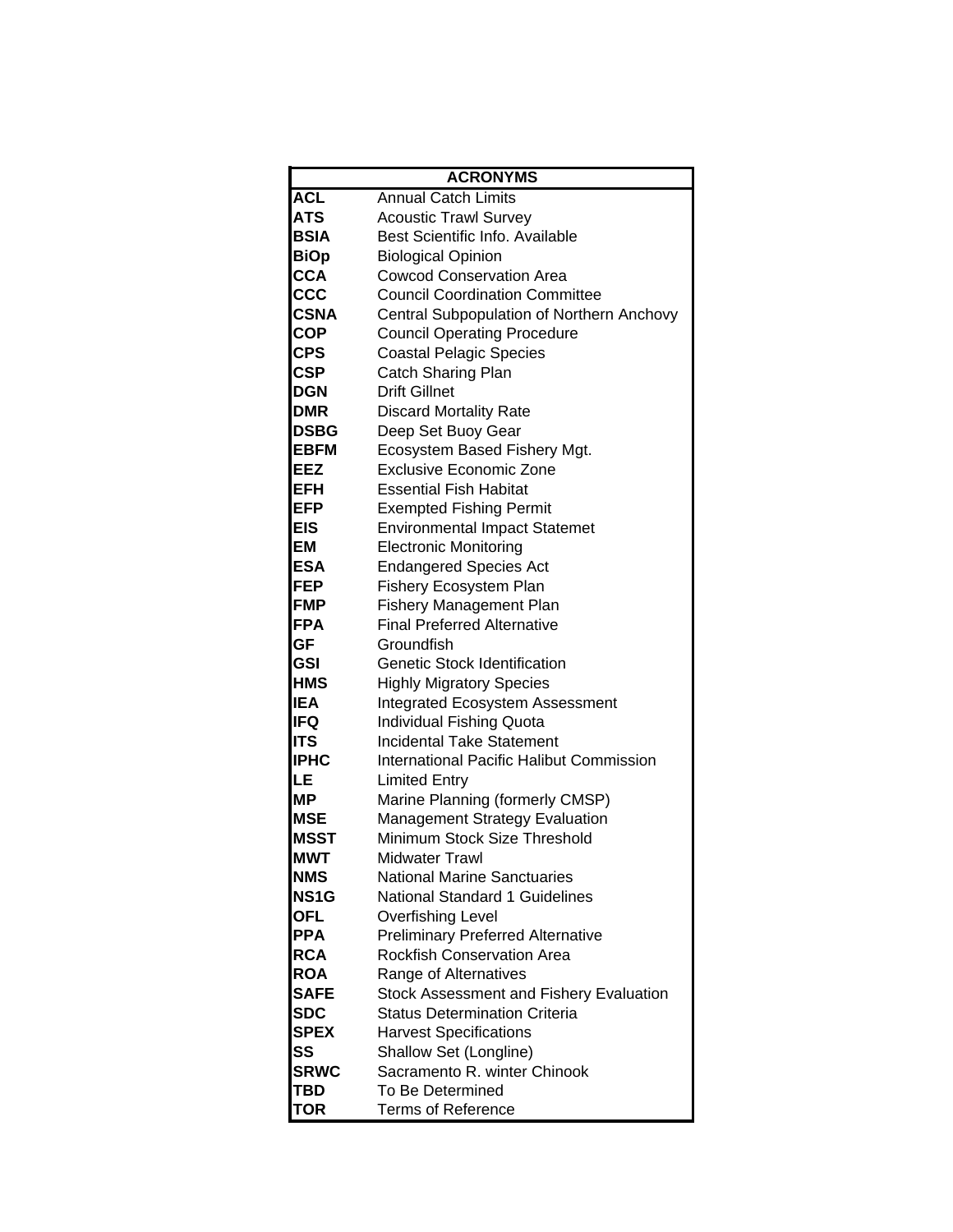| ACRONYMS | |
|---|---|
| **ACL** | Annual Catch Limits |
| **ATS** | Acoustic Trawl Survey |
| **BSIA** | Best Scientific Info. Available |
| **BiOp** | Biological Opinion |
| **CCA** | Cowcod Conservation Area |
| **CCC** | Council Coordination Committee |
| **CSNA** | Central Subpopulation of Northern Anchovy |
| **COP** | Council Operating Procedure |
| **CPS** | Coastal Pelagic Species |
| **CSP** | Catch Sharing Plan |
| **DGN** | Drift Gillnet |
| **DMR** | Discard Mortality Rate |
| **DSBG** | Deep Set Buoy Gear |
| **EBFM** | Ecosystem Based Fishery Mgt. |
| **EEZ** | Exclusive Economic Zone |
| **EFH** | Essential Fish Habitat |
| **EFP** | Exempted Fishing Permit |
| **EIS** | Environmental Impact Statemet |
| **EM** | Electronic Monitoring |
| **ESA** | Endangered Species Act |
| **FEP** | Fishery Ecosystem Plan |
| **FMP** | Fishery Management Plan |
| **FPA** | Final Preferred Alternative |
| **GF** | Groundfish |
| **GSI** | Genetic Stock Identification |
| **HMS** | Highly Migratory Species |
| **IEA** | Integrated Ecosystem Assessment |
| **IFQ** | Individual Fishing Quota |
| **ITS** | Incidental Take Statement |
| **IPHC** | International Pacific Halibut Commission |
| **LE** | Limited Entry |
| **MP** | Marine Planning (formerly CMSP) |
| **MSE** | Management Strategy Evaluation |
| **MSST** | Minimum Stock Size Threshold |
| **MWT** | Midwater Trawl |
| **NMS** | National Marine Sanctuaries |
| **NS1G** | National Standard 1 Guidelines |
| **OFL** | Overfishing Level |
| **PPA** | Preliminary Preferred Alternative |
| **RCA** | Rockfish Conservation Area |
| **ROA** | Range of Alternatives |
| **SAFE** | Stock Assessment and Fishery Evaluation |
| **SDC** | Status Determination Criteria |
| **SPEX** | Harvest Specifications |
| **SS** | Shallow Set (Longline) |
| **SRWC** | Sacramento R. winter Chinook |
| **TBD** | To Be Determined |
| **TOR** | Terms of Reference |